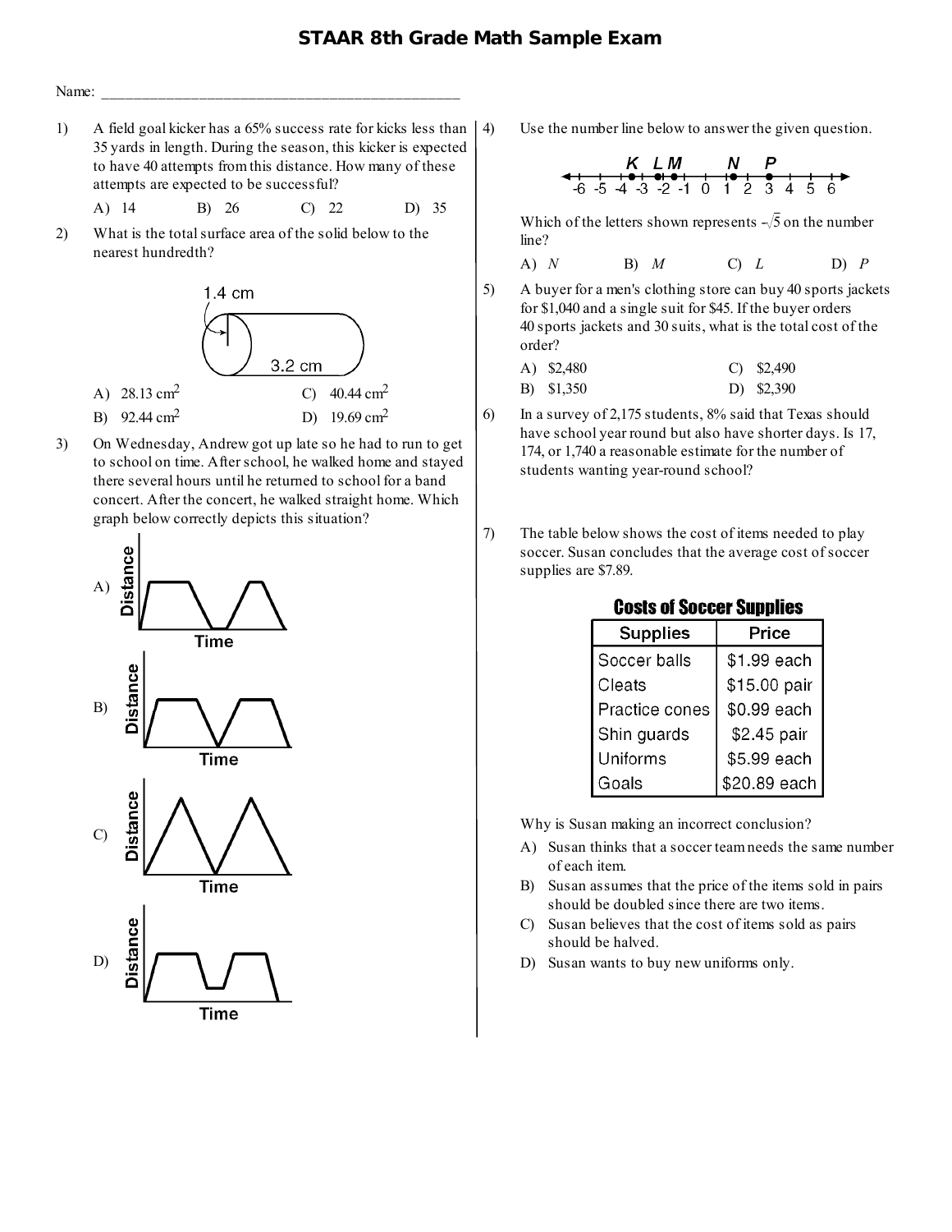# STAAR 8th Grade Math Sample Exam

Name: ________________________________________________

1) A field goal kicker has a 65% success rate for kicks less than 35 yards in length. During the season, this kicker is expected to have 40 attempts from this distance. How many of these attempts are expected to be successful?

   A) 14 B) 26 C) 22 D) 35

2) What is the total surface area of the solid below to the nearest hundredth?

   1.4 cm

   3.2 cm

   A) 28.13 $cm^2$
   B) 92.44 $cm^2$
   C) 40.44 $cm^2$
   D) 19.69 $cm^2$

3) On Wednesday, Andrew got up late so he had to run to get to school on time. After school, he walked home and stayed there several hours until he returned to school for a band concert. After the concert, he walked straight home. Which graph below correctly depicts this situation?

   A) Distance / Time

   B) Distance / Time

   C) Distance / Time

   D) Distance / Time

4) Use the number line below to answer the given question.

   K L M N P

   -6 -5 -4 -3 -2 -1 0 1 2 3 4 5 6

   Which of the letters shown represents $-\sqrt{5}$ on the number line?

   A) *N* B) *M* C) *L* D) *P*

5) A buyer for a men's clothing store can buy 40 sports jackets for $1,040 and a single suit for $45. If the buyer orders 40 sports jackets and 30 suits, what is the total cost of the order?

   A) $2,480
   B) $1,350
   C) $2,490
   D) $2,390

6) In a survey of 2,175 students, 8% said that Texas should have school year round but also have shorter days. Is 17, 174, or 1,740 a reasonable estimate for the number of students wanting year-round school?

7) The table below shows the cost of items needed to play soccer. Susan concludes that the average cost of soccer supplies are $7.89.

   **Costs of Soccer Supplies**

| Supplies | Price |
|---|---|
| Soccer balls | $1.99 each |
| Cleats | $15.00 pair |
| Practice cones | $0.99 each |
| Shin guards | $2.45 pair |
| Uniforms | $5.99 each |
| Goals | $20.89 each |

   Why is Susan making an incorrect conclusion?

   A) Susan thinks that a soccer team needs the same number of each item.
   B) Susan assumes that the price of the items sold in pairs should be doubled since there are two items.
   C) Susan believes that the cost of items sold as pairs should be halved.
   D) Susan wants to buy new uniforms only.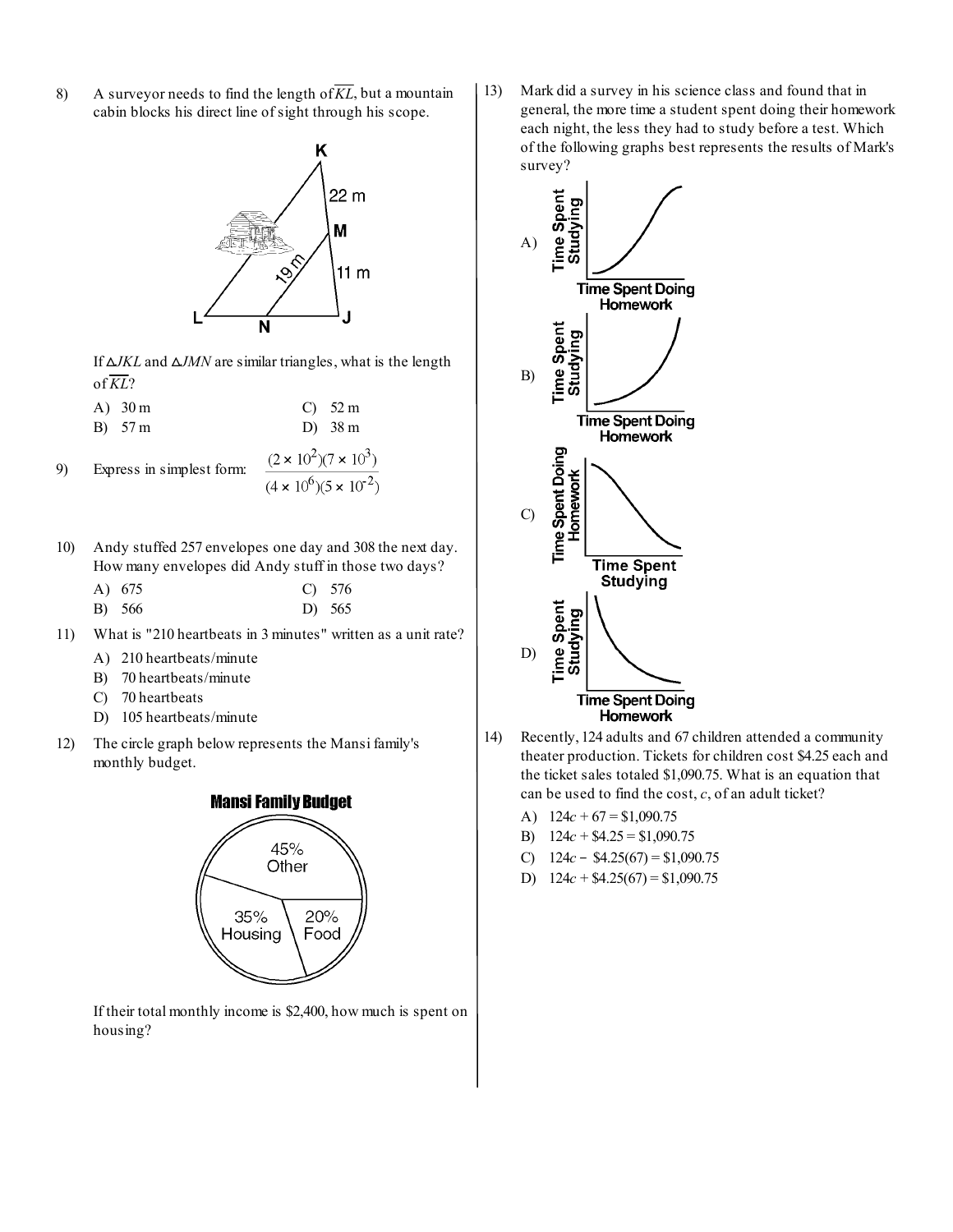8) A surveyor needs to find the length of $\overline{KL}$, but a mountain cabin blocks his direct line of sight through his scope.

If $\triangle JKL$ and $\triangle JMN$ are similar triangles, what is the length of $\overline{KL}$?

A) 30 m
B) 57 m
C) 52 m
D) 38 m

9) Express in simplest form: $\dfrac{(2 \times 10^{2})(7 \times 10^{3})}{(4 \times 10^{6})(5 \times 10^{-2})}$

10) Andy stuffed 257 envelopes one day and 308 the next day. How many envelopes did Andy stuff in those two days?

A) 675
B) 566
C) 576
D) 565

11) What is "210 heartbeats in 3 minutes" written as a unit rate?

A) 210 heartbeats/minute
B) 70 heartbeats/minute
C) 70 heartbeats
D) 105 heartbeats/minute

12) The circle graph below represents the Mansi family's monthly budget.

**Mansi Family Budget**

45% Other, 35% Housing, 20% Food

If their total monthly income is $2,400, how much is spent on housing?

13) Mark did a survey in his science class and found that in general, the more time a student spent doing their homework each night, the less they had to study before a test. Which of the following graphs best represents the results of Mark's survey?

A) (y-axis: Time Spent Studying; x-axis: Time Spent Doing Homework)

B) (y-axis: Time Spent Studying; x-axis: Time Spent Doing Homework)

C) (y-axis: Time Spent Doing Homework; x-axis: Time Spent Studying)

D) (y-axis: Time Spent Studying; x-axis: Time Spent Doing Homework)

14) Recently, 124 adults and 67 children attended a community theater production. Tickets for children cost $4.25 each and the ticket sales totaled $1,090.75. What is an equation that can be used to find the cost, $c$, of an adult ticket?

A) $124c + 67 = \$1{,}090.75$
B) $124c + \$4.25 = \$1{,}090.75$
C) $124c - \$4.25(67) = \$1{,}090.75$
D) $124c + \$4.25(67) = \$1{,}090.75$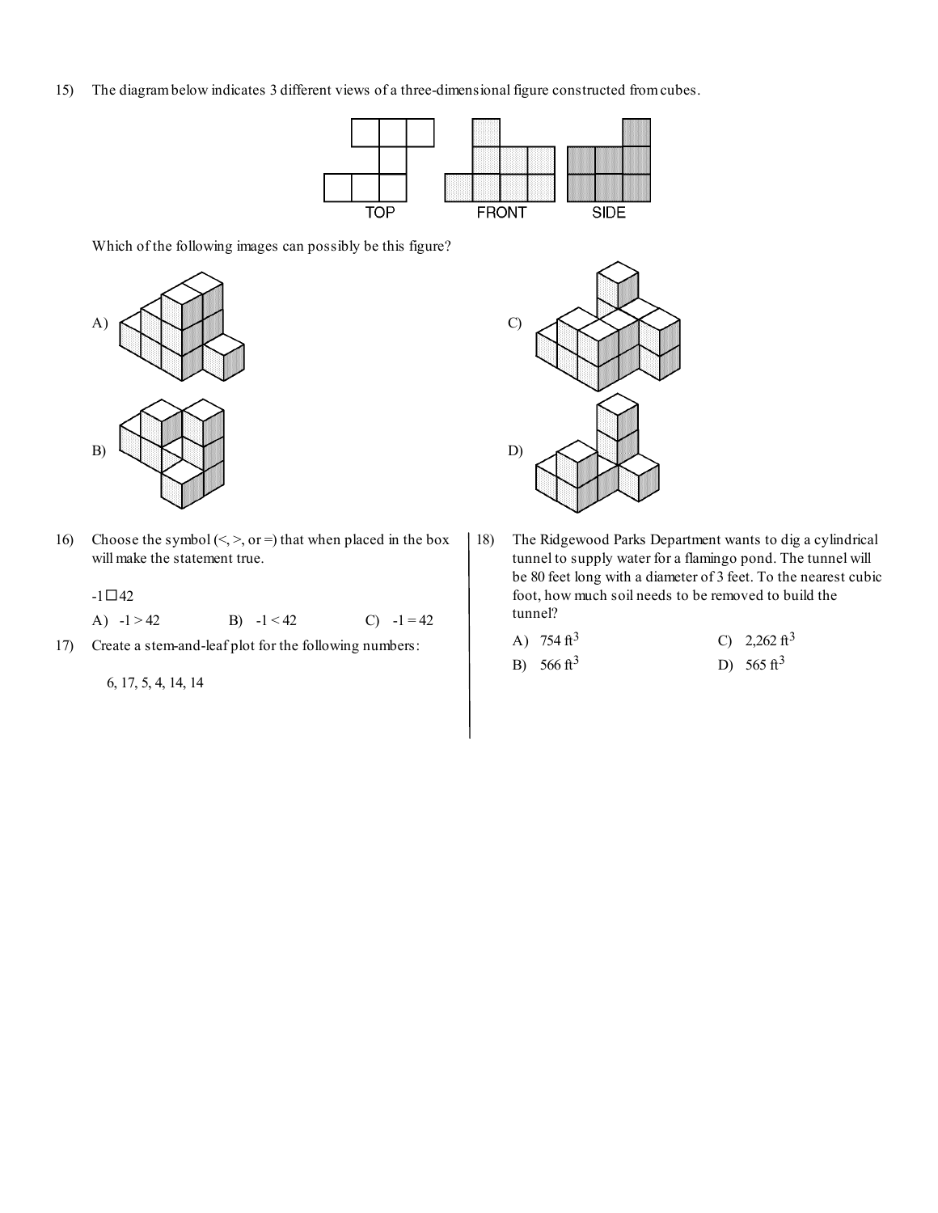15) The diagram below indicates 3 different views of a three-dimensional figure constructed from cubes.

TOP FRONT SIDE

Which of the following images can possibly be this figure?

A)

B)

C)

D)

16) Choose the symbol (<, >, or =) that when placed in the box will make the statement true.

-1 □ 42

A) -1 > 42  B) -1 < 42  C) -1 = 42

17) Create a stem-and-leaf plot for the following numbers:

6, 17, 5, 4, 14, 14

18) The Ridgewood Parks Department wants to dig a cylindrical tunnel to supply water for a flamingo pond. The tunnel will be 80 feet long with a diameter of 3 feet. To the nearest cubic foot, how much soil needs to be removed to build the tunnel?

A) 754 $ft^3$  C) 2,262 $ft^3$

B) 566 $ft^3$  D) 565 $ft^3$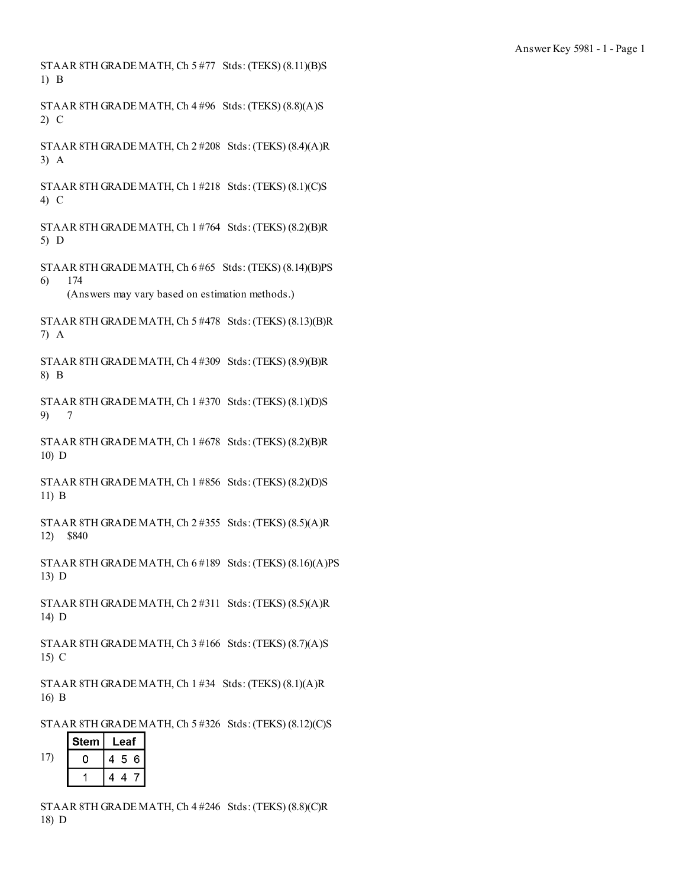STAAR 8TH GRADE MATH, Ch 5 #77 Stds: (TEKS) (8.11)(B)S
1) B

STAAR 8TH GRADE MATH, Ch 4 #96 Stds: (TEKS) (8.8)(A)S
2) C

STAAR 8TH GRADE MATH, Ch 2 #208 Stds: (TEKS) (8.4)(A)R
3) A

STAAR 8TH GRADE MATH, Ch 1 #218 Stds: (TEKS) (8.1)(C)S
4) C

STAAR 8TH GRADE MATH, Ch 1 #764 Stds: (TEKS) (8.2)(B)R
5) D

STAAR 8TH GRADE MATH, Ch 6 #65 Stds: (TEKS) (8.14)(B)PS
6) 174
(Answers may vary based on estimation methods.)

STAAR 8TH GRADE MATH, Ch 5 #478 Stds: (TEKS) (8.13)(B)R
7) A

STAAR 8TH GRADE MATH, Ch 4 #309 Stds: (TEKS) (8.9)(B)R
8) B

STAAR 8TH GRADE MATH, Ch 1 #370 Stds: (TEKS) (8.1)(D)S
9) 7

STAAR 8TH GRADE MATH, Ch 1 #678 Stds: (TEKS) (8.2)(B)R
10) D

STAAR 8TH GRADE MATH, Ch 1 #856 Stds: (TEKS) (8.2)(D)S
11) B

STAAR 8TH GRADE MATH, Ch 2 #355 Stds: (TEKS) (8.5)(A)R
12) $840

STAAR 8TH GRADE MATH, Ch 6 #189 Stds: (TEKS) (8.16)(A)PS
13) D

STAAR 8TH GRADE MATH, Ch 2 #311 Stds: (TEKS) (8.5)(A)R
14) D

STAAR 8TH GRADE MATH, Ch 3 #166 Stds: (TEKS) (8.7)(A)S
15) C

STAAR 8TH GRADE MATH, Ch 1 #34 Stds: (TEKS) (8.1)(A)R
16) B

STAAR 8TH GRADE MATH, Ch 5 #326 Stds: (TEKS) (8.12)(C)S

17)

| Stem | Leaf |
|---|---|
| 0 | 4 5 6 |
| 1 | 4 4 7 |

STAAR 8TH GRADE MATH, Ch 4 #246 Stds: (TEKS) (8.8)(C)R
18) D